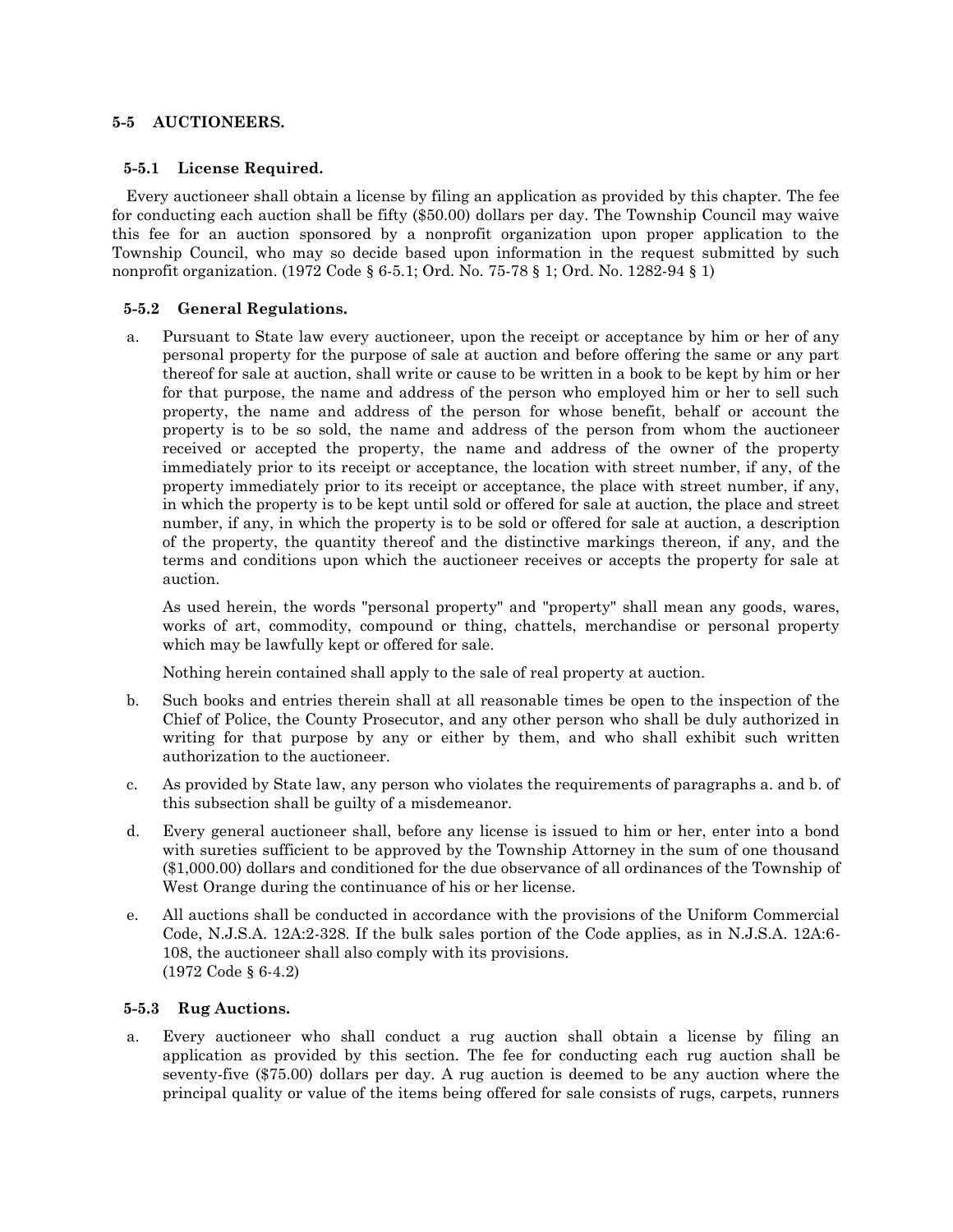## 5-5 AUCTIONEERS.

### 5-5.1 License Required.

Every auctioneer shall obtain a license by filing an application as provided by this chapter. The fee for conducting each auction shall be fifty ($50.00) dollars per day. The Township Council may waive this fee for an auction sponsored by a nonprofit organization upon proper application to the Township Council, who may so decide based upon information in the request submitted by such nonprofit organization. (1972 Code § 6-5.1; Ord. No. 75-78 § 1; Ord. No. 1282-94 § 1)

### 5-5.2 General Regulations.

a. Pursuant to State law every auctioneer, upon the receipt or acceptance by him or her of any personal property for the purpose of sale at auction and before offering the same or any part thereof for sale at auction, shall write or cause to be written in a book to be kept by him or her for that purpose, the name and address of the person who employed him or her to sell such property, the name and address of the person for whose benefit, behalf or account the property is to be so sold, the name and address of the person from whom the auctioneer received or accepted the property, the name and address of the owner of the property immediately prior to its receipt or acceptance, the location with street number, if any, of the property immediately prior to its receipt or acceptance, the place with street number, if any, in which the property is to be kept until sold or offered for sale at auction, the place and street number, if any, in which the property is to be sold or offered for sale at auction, a description of the property, the quantity thereof and the distinctive markings thereon, if any, and the terms and conditions upon which the auctioneer receives or accepts the property for sale at auction.

   As used herein, the words "personal property" and "property" shall mean any goods, wares, works of art, commodity, compound or thing, chattels, merchandise or personal property which may be lawfully kept or offered for sale.

   Nothing herein contained shall apply to the sale of real property at auction.

b. Such books and entries therein shall at all reasonable times be open to the inspection of the Chief of Police, the County Prosecutor, and any other person who shall be duly authorized in writing for that purpose by any or either by them, and who shall exhibit such written authorization to the auctioneer.

c. As provided by State law, any person who violates the requirements of paragraphs a. and b. of this subsection shall be guilty of a misdemeanor.

d. Every general auctioneer shall, before any license is issued to him or her, enter into a bond with sureties sufficient to be approved by the Township Attorney in the sum of one thousand ($1,000.00) dollars and conditioned for the due observance of all ordinances of the Township of West Orange during the continuance of his or her license.

e. All auctions shall be conducted in accordance with the provisions of the Uniform Commercial Code, N.J.S.A. 12A:2-328. If the bulk sales portion of the Code applies, as in N.J.S.A. 12A:6-108, the auctioneer shall also comply with its provisions.
   (1972 Code § 6-4.2)

### 5-5.3 Rug Auctions.

a. Every auctioneer who shall conduct a rug auction shall obtain a license by filing an application as provided by this section. The fee for conducting each rug auction shall be seventy-five ($75.00) dollars per day. A rug auction is deemed to be any auction where the principal quality or value of the items being offered for sale consists of rugs, carpets, runners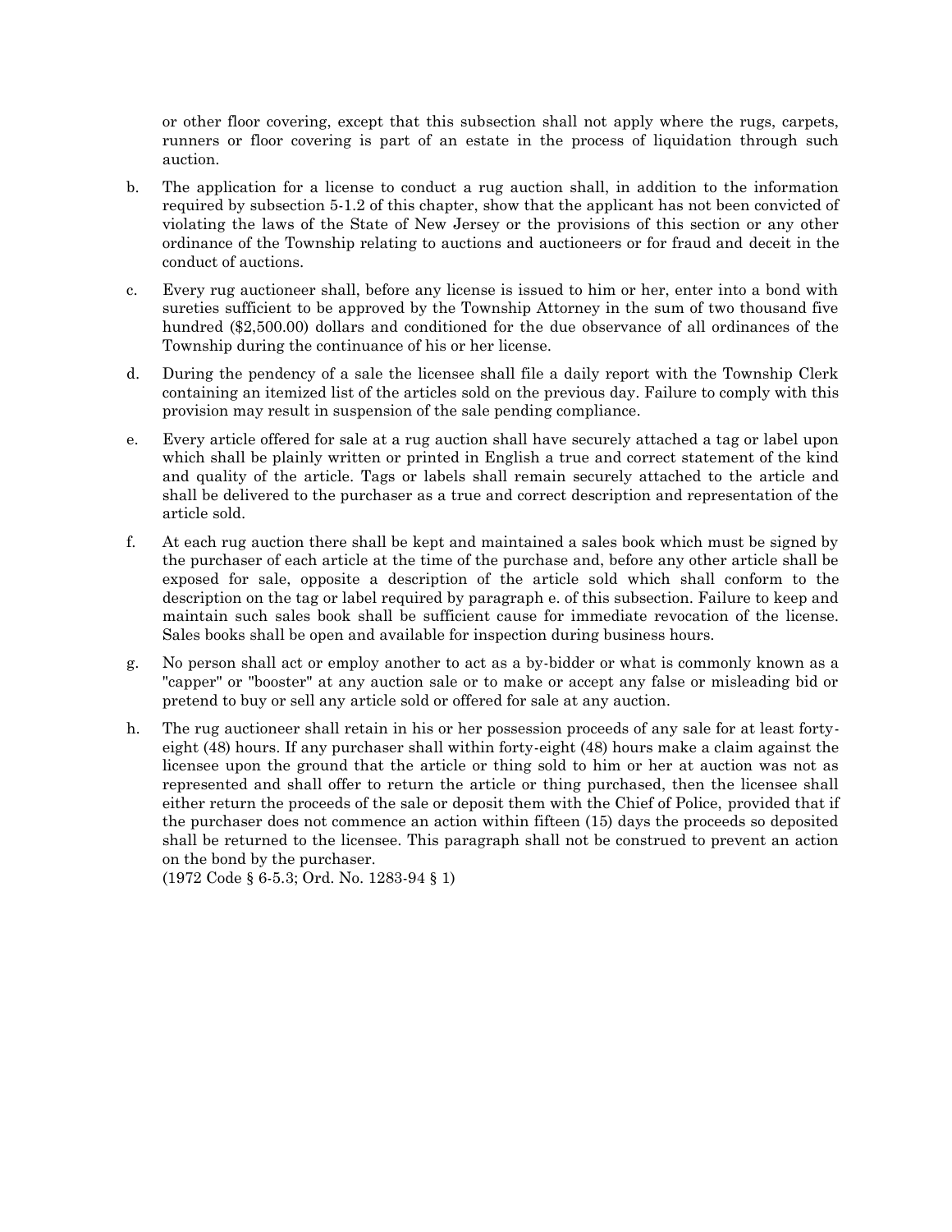or other floor covering, except that this subsection shall not apply where the rugs, carpets, runners or floor covering is part of an estate in the process of liquidation through such auction.

b. The application for a license to conduct a rug auction shall, in addition to the information required by subsection 5-1.2 of this chapter, show that the applicant has not been convicted of violating the laws of the State of New Jersey or the provisions of this section or any other ordinance of the Township relating to auctions and auctioneers or for fraud and deceit in the conduct of auctions.

c. Every rug auctioneer shall, before any license is issued to him or her, enter into a bond with sureties sufficient to be approved by the Township Attorney in the sum of two thousand five hundred ($2,500.00) dollars and conditioned for the due observance of all ordinances of the Township during the continuance of his or her license.

d. During the pendency of a sale the licensee shall file a daily report with the Township Clerk containing an itemized list of the articles sold on the previous day. Failure to comply with this provision may result in suspension of the sale pending compliance.

e. Every article offered for sale at a rug auction shall have securely attached a tag or label upon which shall be plainly written or printed in English a true and correct statement of the kind and quality of the article. Tags or labels shall remain securely attached to the article and shall be delivered to the purchaser as a true and correct description and representation of the article sold.

f. At each rug auction there shall be kept and maintained a sales book which must be signed by the purchaser of each article at the time of the purchase and, before any other article shall be exposed for sale, opposite a description of the article sold which shall conform to the description on the tag or label required by paragraph e. of this subsection. Failure to keep and maintain such sales book shall be sufficient cause for immediate revocation of the license. Sales books shall be open and available for inspection during business hours.

g. No person shall act or employ another to act as a by-bidder or what is commonly known as a "capper" or "booster" at any auction sale or to make or accept any false or misleading bid or pretend to buy or sell any article sold or offered for sale at any auction.

h. The rug auctioneer shall retain in his or her possession proceeds of any sale for at least forty-eight (48) hours. If any purchaser shall within forty-eight (48) hours make a claim against the licensee upon the ground that the article or thing sold to him or her at auction was not as represented and shall offer to return the article or thing purchased, then the licensee shall either return the proceeds of the sale or deposit them with the Chief of Police, provided that if the purchaser does not commence an action within fifteen (15) days the proceeds so deposited shall be returned to the licensee. This paragraph shall not be construed to prevent an action on the bond by the purchaser.
(1972 Code § 6-5.3; Ord. No. 1283-94 § 1)